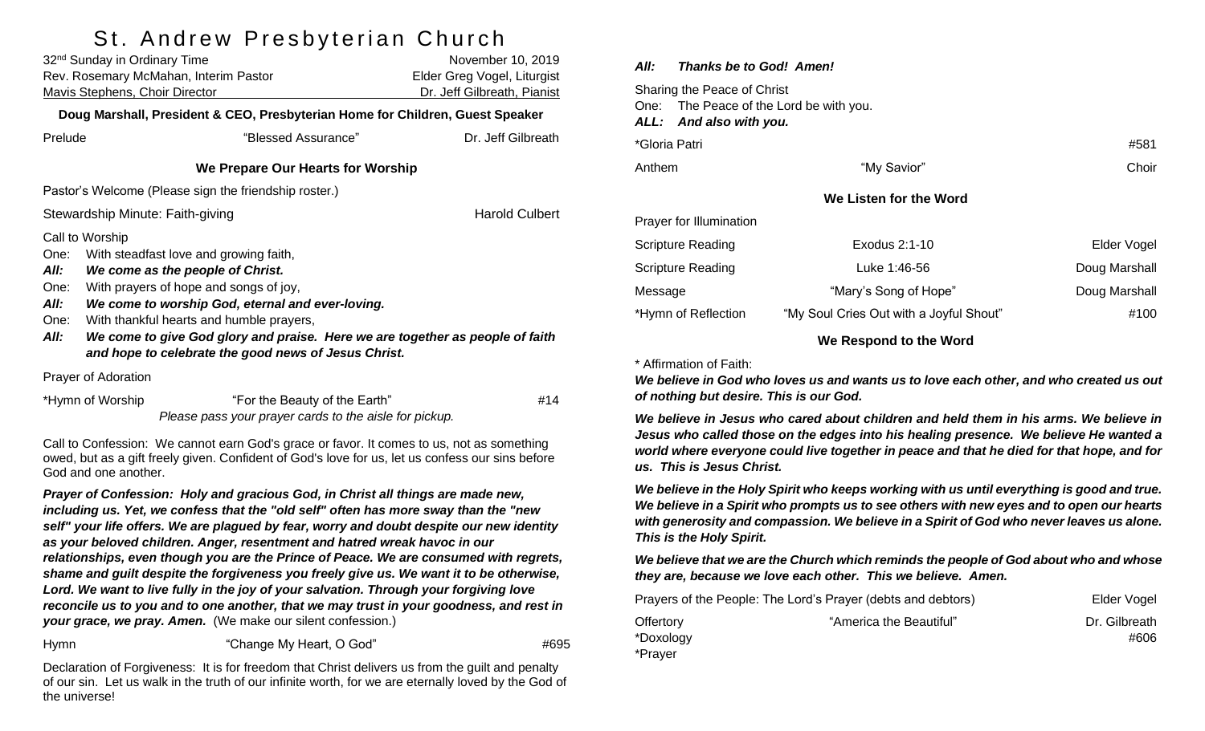# St. Andrew Presbyterian Church

32nd Sunday in Ordinary Time — November 10, 2019
Rev. Rosemary McMahan, Interim Pastor — Elder Greg Vogel, Liturgist
Mavis Stephens, Choir Director — Dr. Jeff Gilbreath, Pianist

**Doug Marshall, President & CEO, Presbyterian Home for Children, Guest Speaker**

Prelude — "Blessed Assurance" — Dr. Jeff Gilbreath

### We Prepare Our Hearts for Worship

Pastor's Welcome (Please sign the friendship roster.)

Stewardship Minute: Faith-giving — Harold Culbert

Call to Worship

One: With steadfast love and growing faith,
***All: We come as the people of Christ.***
One: With prayers of hope and songs of joy,
***All: We come to worship God, eternal and ever-loving.***
One: With thankful hearts and humble prayers,
***All: We come to give God glory and praise. Here we are together as people of faith and hope to celebrate the good news of Jesus Christ.***

Prayer of Adoration

*Hymn of Worship — "For the Beauty of the Earth" — #14
*Please pass your prayer cards to the aisle for pickup.*

Call to Confession: We cannot earn God's grace or favor. It comes to us, not as something owed, but as a gift freely given. Confident of God's love for us, let us confess our sins before God and one another.

***Prayer of Confession: Holy and gracious God, in Christ all things are made new, including us. Yet, we confess that the "old self" often has more sway than the "new self" your life offers. We are plagued by fear, worry and doubt despite our new identity as your beloved children. Anger, resentment and hatred wreak havoc in our relationships, even though you are the Prince of Peace. We are consumed with regrets, shame and guilt despite the forgiveness you freely give us. We want it to be otherwise, Lord. We want to live fully in the joy of your salvation. Through your forgiving love reconcile us to you and to one another, that we may trust in your goodness, and rest in your grace, we pray. Amen.*** (We make our silent confession.)

Hymn — "Change My Heart, O God" — #695

Declaration of Forgiveness: It is for freedom that Christ delivers us from the guilt and penalty of our sin. Let us walk in the truth of our infinite worth, for we are eternally loved by the God of the universe!

***All: Thanks be to God! Amen!***

Sharing the Peace of Christ
One: The Peace of the Lord be with you.
***ALL: And also with you.***

*Gloria Patri — #581

Anthem — "My Savior" — Choir

### We Listen for the Word

Prayer for Illumination

Scripture Reading — Exodus 2:1-10 — Elder Vogel

Scripture Reading — Luke 1:46-56 — Doug Marshall

Message — "Mary's Song of Hope" — Doug Marshall

*Hymn of Reflection — "My Soul Cries Out with a Joyful Shout" — #100

### We Respond to the Word

* Affirmation of Faith:

***We believe in God who loves us and wants us to love each other, and who created us out of nothing but desire. This is our God.***

***We believe in Jesus who cared about children and held them in his arms. We believe in Jesus who called those on the edges into his healing presence. We believe He wanted a world where everyone could live together in peace and that he died for that hope, and for us. This is Jesus Christ.***

***We believe in the Holy Spirit who keeps working with us until everything is good and true. We believe in a Spirit who prompts us to see others with new eyes and to open our hearts with generosity and compassion. We believe in a Spirit of God who never leaves us alone. This is the Holy Spirit.***

***We believe that we are the Church which reminds the people of God about who and whose they are, because we love each other. This we believe. Amen.***

Prayers of the People: The Lord's Prayer (debts and debtors) — Elder Vogel

Offertory — "America the Beautiful" — Dr. Gilbreath

*Doxology — #606

*Prayer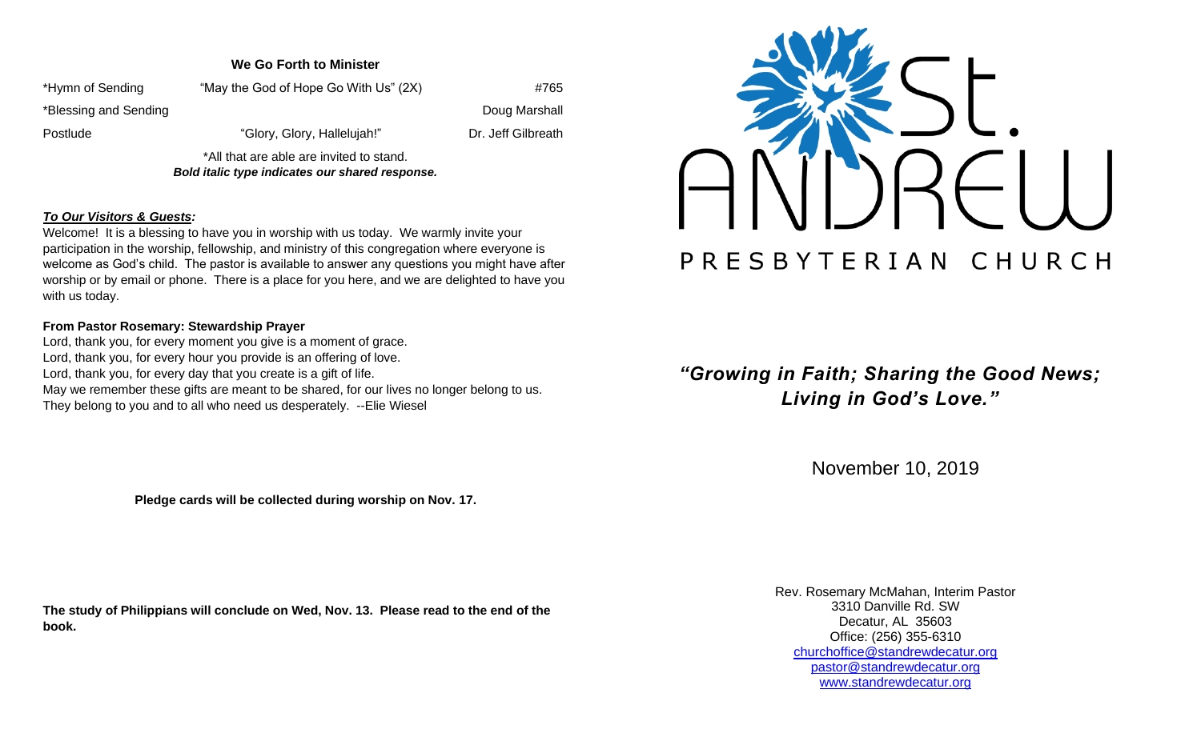## We Go Forth to Minister

| | | |
|---|---|---|
| *Hymn of Sending | "May the God of Hope Go With Us" (2X) | #765 |
| *Blessing and Sending | | Doug Marshall |
| Postlude | "Glory, Glory, Hallelujah!" | Dr. Jeff Gilbreath |

*All that are able are invited to stand.
***Bold italic type indicates our shared response.***

***To Our Visitors & Guests:***

Welcome! It is a blessing to have you in worship with us today. We warmly invite your participation in the worship, fellowship, and ministry of this congregation where everyone is welcome as God's child. The pastor is available to answer any questions you might have after worship or by email or phone. There is a place for you here, and we are delighted to have you with us today.

**From Pastor Rosemary: Stewardship Prayer**

Lord, thank you, for every moment you give is a moment of grace.
Lord, thank you, for every hour you provide is an offering of love.
Lord, thank you, for every day that you create is a gift of life.
May we remember these gifts are meant to be shared, for our lives no longer belong to us.
They belong to you and to all who need us desperately. --Elie Wiesel

**Pledge cards will be collected during worship on Nov. 17.**

**The study of Philippians will conclude on Wed, Nov. 13. Please read to the end of the book.**

# St. Andrew Presbyterian Church

***"Growing in Faith; Sharing the Good News; Living in God's Love."***

November 10, 2019

Rev. Rosemary McMahan, Interim Pastor
3310 Danville Rd. SW
Decatur, AL 35603
Office: (256) 355-6310
churchoffice@standrewdecatur.org
pastor@standrewdecatur.org
www.standrewdecatur.org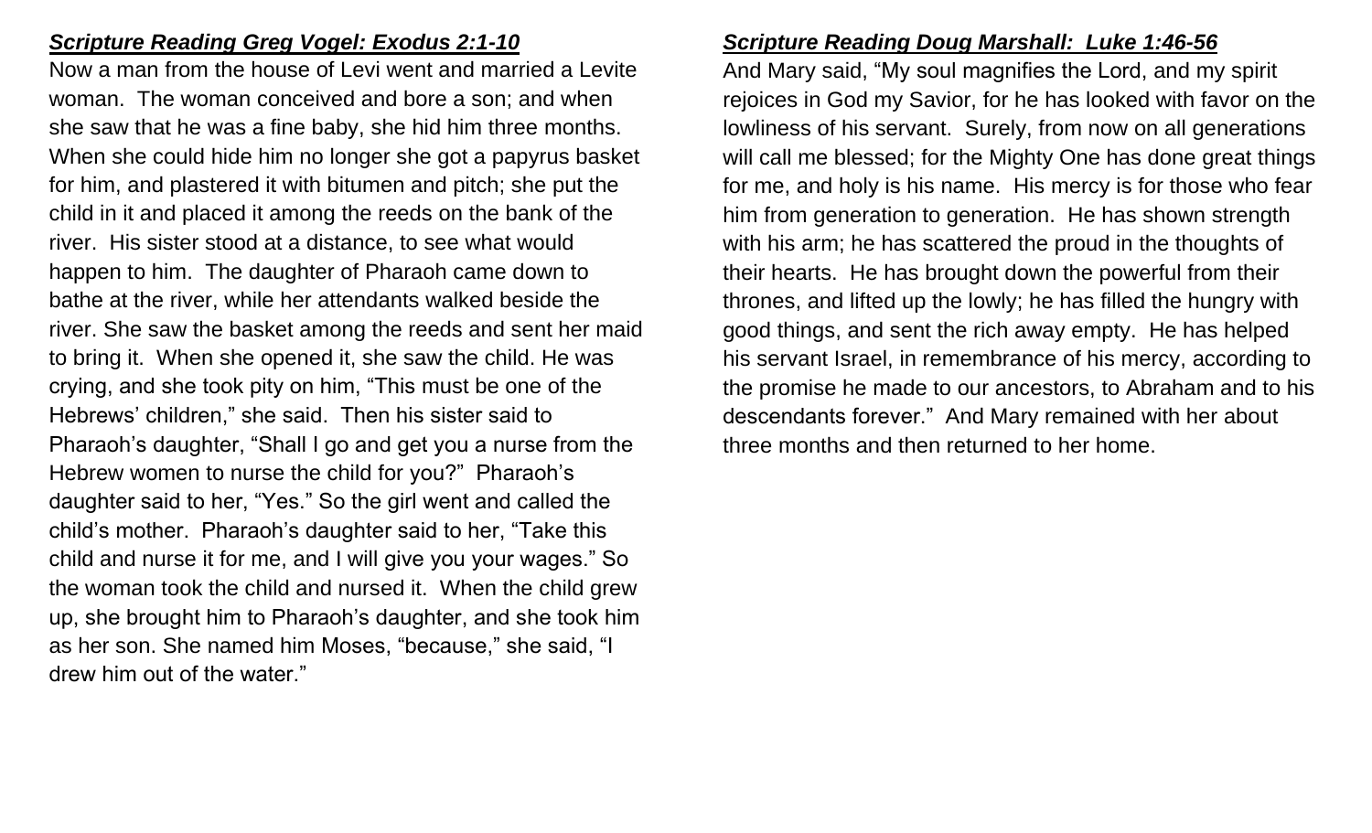***Scripture Reading Greg Vogel: Exodus 2:1-10***

Now a man from the house of Levi went and married a Levite woman. The woman conceived and bore a son; and when she saw that he was a fine baby, she hid him three months. When she could hide him no longer she got a papyrus basket for him, and plastered it with bitumen and pitch; she put the child in it and placed it among the reeds on the bank of the river. His sister stood at a distance, to see what would happen to him. The daughter of Pharaoh came down to bathe at the river, while her attendants walked beside the river. She saw the basket among the reeds and sent her maid to bring it. When she opened it, she saw the child. He was crying, and she took pity on him, "This must be one of the Hebrews' children," she said. Then his sister said to Pharaoh's daughter, "Shall I go and get you a nurse from the Hebrew women to nurse the child for you?" Pharaoh's daughter said to her, "Yes." So the girl went and called the child's mother. Pharaoh's daughter said to her, "Take this child and nurse it for me, and I will give you your wages." So the woman took the child and nursed it. When the child grew up, she brought him to Pharaoh's daughter, and she took him as her son. She named him Moses, "because," she said, "I drew him out of the water."

***Scripture Reading Doug Marshall: Luke 1:46-56***

And Mary said, "My soul magnifies the Lord, and my spirit rejoices in God my Savior, for he has looked with favor on the lowliness of his servant. Surely, from now on all generations will call me blessed; for the Mighty One has done great things for me, and holy is his name. His mercy is for those who fear him from generation to generation. He has shown strength with his arm; he has scattered the proud in the thoughts of their hearts. He has brought down the powerful from their thrones, and lifted up the lowly; he has filled the hungry with good things, and sent the rich away empty. He has helped his servant Israel, in remembrance of his mercy, according to the promise he made to our ancestors, to Abraham and to his descendants forever." And Mary remained with her about three months and then returned to her home.